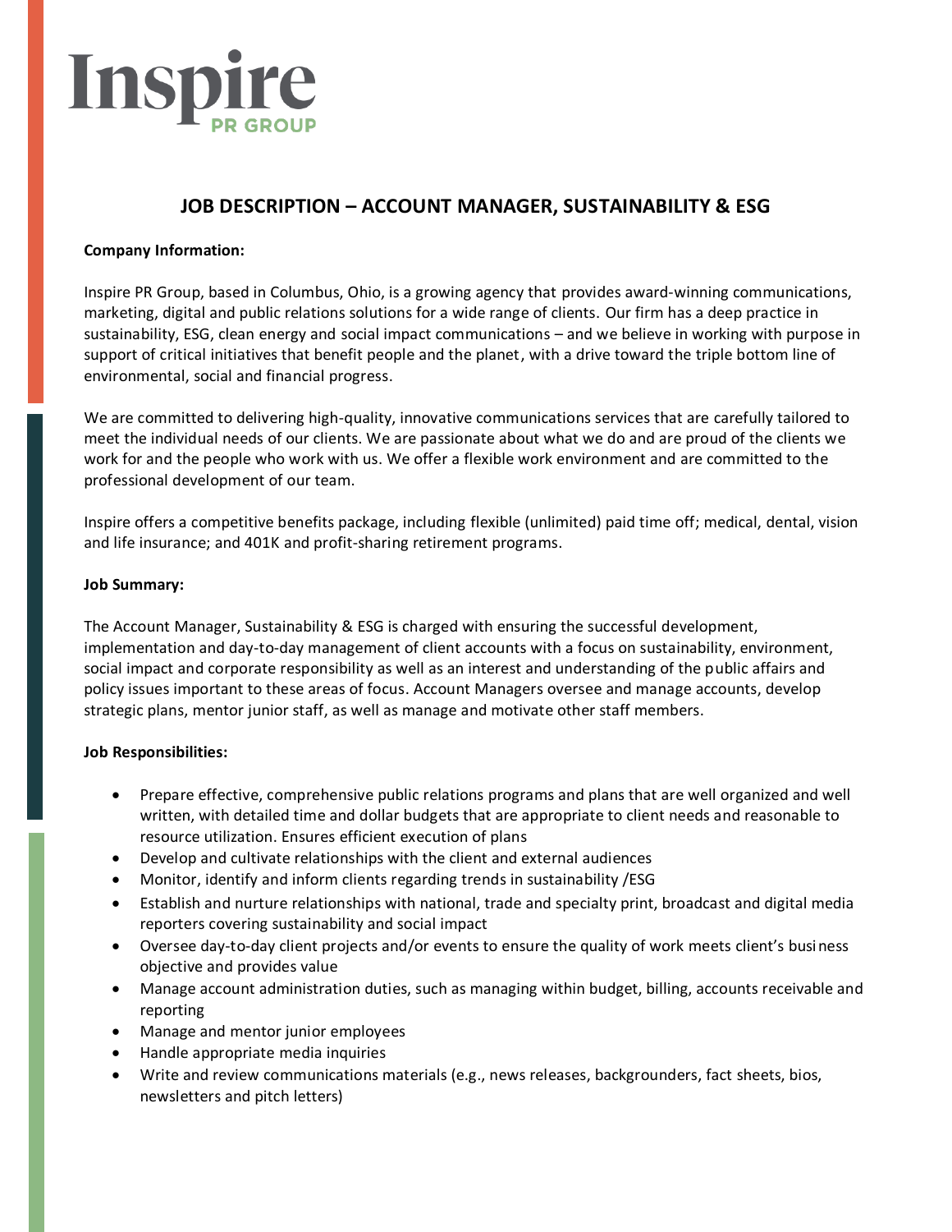# Inspire PR GROUP

## JOB DESCRIPTION – ACCOUNT MANAGER, SUSTAINABILITY & ESG

**Company Information:**

Inspire PR Group, based in Columbus, Ohio, is a growing agency that provides award-winning communications, marketing, digital and public relations solutions for a wide range of clients. Our firm has a deep practice in sustainability, ESG, clean energy and social impact communications – and we believe in working with purpose in support of critical initiatives that benefit people and the planet, with a drive toward the triple bottom line of environmental, social and financial progress.

We are committed to delivering high-quality, innovative communications services that are carefully tailored to meet the individual needs of our clients. We are passionate about what we do and are proud of the clients we work for and the people who work with us. We offer a flexible work environment and are committed to the professional development of our team.

Inspire offers a competitive benefits package, including flexible (unlimited) paid time off; medical, dental, vision and life insurance; and 401K and profit-sharing retirement programs.

**Job Summary:**

The Account Manager, Sustainability & ESG is charged with ensuring the successful development, implementation and day-to-day management of client accounts with a focus on sustainability, environment, social impact and corporate responsibility as well as an interest and understanding of the public affairs and policy issues important to these areas of focus. Account Managers oversee and manage accounts, develop strategic plans, mentor junior staff, as well as manage and motivate other staff members.

**Job Responsibilities:**

- Prepare effective, comprehensive public relations programs and plans that are well organized and well written, with detailed time and dollar budgets that are appropriate to client needs and reasonable to resource utilization. Ensures efficient execution of plans
- Develop and cultivate relationships with the client and external audiences
- Monitor, identify and inform clients regarding trends in sustainability /ESG
- Establish and nurture relationships with national, trade and specialty print, broadcast and digital media reporters covering sustainability and social impact
- Oversee day-to-day client projects and/or events to ensure the quality of work meets client's business objective and provides value
- Manage account administration duties, such as managing within budget, billing, accounts receivable and reporting
- Manage and mentor junior employees
- Handle appropriate media inquiries
- Write and review communications materials (e.g., news releases, backgrounders, fact sheets, bios, newsletters and pitch letters)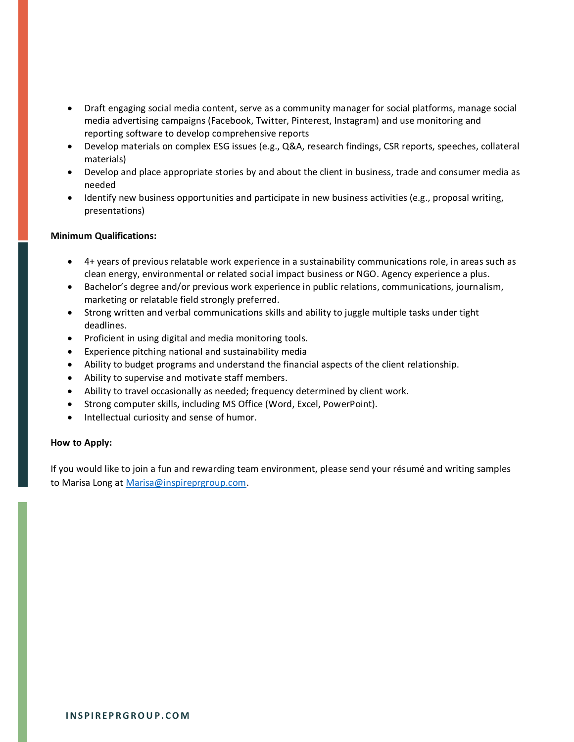- Draft engaging social media content, serve as a community manager for social platforms, manage social media advertising campaigns (Facebook, Twitter, Pinterest, Instagram) and use monitoring and reporting software to develop comprehensive reports
- Develop materials on complex ESG issues (e.g., Q&A, research findings, CSR reports, speeches, collateral materials)
- Develop and place appropriate stories by and about the client in business, trade and consumer media as needed
- Identify new business opportunities and participate in new business activities (e.g., proposal writing, presentations)

**Minimum Qualifications:**

- 4+ years of previous relatable work experience in a sustainability communications role, in areas such as clean energy, environmental or related social impact business or NGO. Agency experience a plus.
- Bachelor's degree and/or previous work experience in public relations, communications, journalism, marketing or relatable field strongly preferred.
- Strong written and verbal communications skills and ability to juggle multiple tasks under tight deadlines.
- Proficient in using digital and media monitoring tools.
- Experience pitching national and sustainability media
- Ability to budget programs and understand the financial aspects of the client relationship.
- Ability to supervise and motivate staff members.
- Ability to travel occasionally as needed; frequency determined by client work.
- Strong computer skills, including MS Office (Word, Excel, PowerPoint).
- Intellectual curiosity and sense of humor.

**How to Apply:**

If you would like to join a fun and rewarding team environment, please send your résumé and writing samples to Marisa Long at Marisa@inspireprgroup.com.

INSPIREPRGROUP.COM